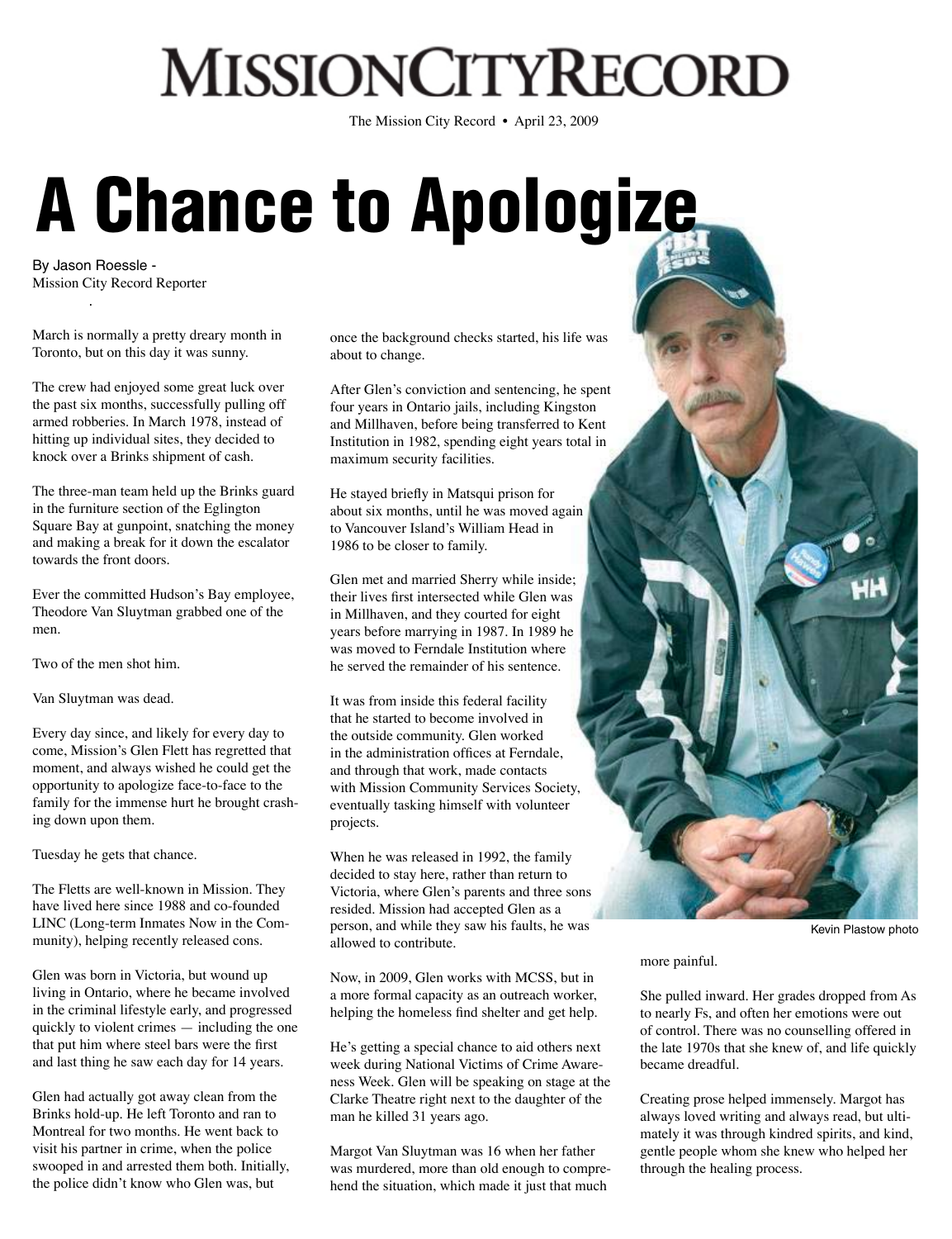# MISSIONCITYRECORD

The Mission City Record • April 23, 2009

# A Chance to Apologize

By Jason Roessle -
Mission City Record Reporter

March is normally a pretty dreary month in Toronto, but on this day it was sunny.

The crew had enjoyed some great luck over the past six months, successfully pulling off armed robberies. In March 1978, instead of hitting up individual sites, they decided to knock over a Brinks shipment of cash.

The three-man team held up the Brinks guard in the furniture section of the Eglington Square Bay at gunpoint, snatching the money and making a break for it down the escalator towards the front doors.

Ever the committed Hudson's Bay employee, Theodore Van Sluytman grabbed one of the men.

Two of the men shot him.

Van Sluytman was dead.

Every day since, and likely for every day to come, Mission's Glen Flett has regretted that moment, and always wished he could get the opportunity to apologize face-to-face to the family for the immense hurt he brought crashing down upon them.

Tuesday he gets that chance.

The Fletts are well-known in Mission. They have lived here since 1988 and co-founded LINC (Long-term Inmates Now in the Community), helping recently released cons.

Glen was born in Victoria, but wound up living in Ontario, where he became involved in the criminal lifestyle early, and progressed quickly to violent crimes — including the one that put him where steel bars were the first and last thing he saw each day for 14 years.

Glen had actually got away clean from the Brinks hold-up. He left Toronto and ran to Montreal for two months. He went back to visit his partner in crime, when the police swooped in and arrested them both. Initially, the police didn't know who Glen was, but once the background checks started, his life was about to change.

After Glen's conviction and sentencing, he spent four years in Ontario jails, including Kingston and Millhaven, before being transferred to Kent Institution in 1982, spending eight years total in maximum security facilities.

He stayed briefly in Matsqui prison for about six months, until he was moved again to Vancouver Island's William Head in 1986 to be closer to family.

Glen met and married Sherry while inside; their lives first intersected while Glen was in Millhaven, and they courted for eight years before marrying in 1987. In 1989 he was moved to Ferndale Institution where he served the remainder of his sentence.

It was from inside this federal facility that he started to become involved in the outside community. Glen worked in the administration offices at Ferndale, and through that work, made contacts with Mission Community Services Society, eventually tasking himself with volunteer projects.

When he was released in 1992, the family decided to stay here, rather than return to Victoria, where Glen's parents and three sons resided. Mission had accepted Glen as a person, and while they saw his faults, he was allowed to contribute.

Now, in 2009, Glen works with MCSS, but in a more formal capacity as an outreach worker, helping the homeless find shelter and get help.

He's getting a special chance to aid others next week during National Victims of Crime Awareness Week. Glen will be speaking on stage at the Clarke Theatre right next to the daughter of the man he killed 31 years ago.

Margot Van Sluytman was 16 when her father was murdered, more than old enough to comprehend the situation, which made it just that much more painful.

Kevin Plastow photo

She pulled inward. Her grades dropped from As to nearly Fs, and often her emotions were out of control. There was no counselling offered in the late 1970s that she knew of, and life quickly became dreadful.

Creating prose helped immensely. Margot has always loved writing and always read, but ultimately it was through kindred spirits, and kind, gentle people whom she knew who helped her through the healing process.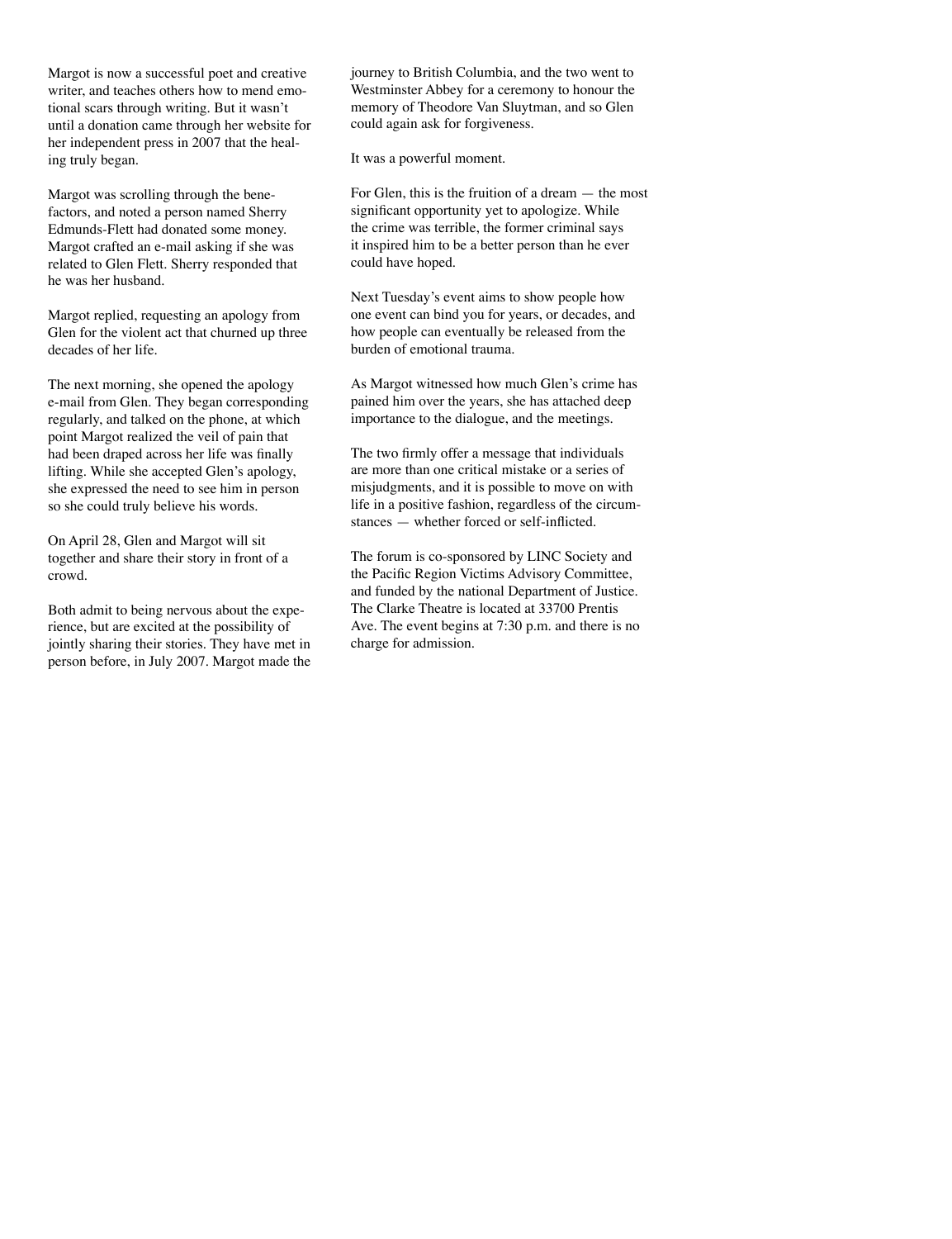Margot is now a successful poet and creative writer, and teaches others how to mend emotional scars through writing. But it wasn't until a donation came through her website for her independent press in 2007 that the healing truly began.

Margot was scrolling through the benefactors, and noted a person named Sherry Edmunds-Flett had donated some money. Margot crafted an e-mail asking if she was related to Glen Flett. Sherry responded that he was her husband.

Margot replied, requesting an apology from Glen for the violent act that churned up three decades of her life.

The next morning, she opened the apology e-mail from Glen. They began corresponding regularly, and talked on the phone, at which point Margot realized the veil of pain that had been draped across her life was finally lifting. While she accepted Glen's apology, she expressed the need to see him in person so she could truly believe his words.

On April 28, Glen and Margot will sit together and share their story in front of a crowd.

Both admit to being nervous about the experience, but are excited at the possibility of jointly sharing their stories. They have met in person before, in July 2007. Margot made the journey to British Columbia, and the two went to Westminster Abbey for a ceremony to honour the memory of Theodore Van Sluytman, and so Glen could again ask for forgiveness.

It was a powerful moment.

For Glen, this is the fruition of a dream — the most significant opportunity yet to apologize. While the crime was terrible, the former criminal says it inspired him to be a better person than he ever could have hoped.

Next Tuesday's event aims to show people how one event can bind you for years, or decades, and how people can eventually be released from the burden of emotional trauma.

As Margot witnessed how much Glen's crime has pained him over the years, she has attached deep importance to the dialogue, and the meetings.

The two firmly offer a message that individuals are more than one critical mistake or a series of misjudgments, and it is possible to move on with life in a positive fashion, regardless of the circumstances — whether forced or self-inflicted.

The forum is co-sponsored by LINC Society and the Pacific Region Victims Advisory Committee, and funded by the national Department of Justice. The Clarke Theatre is located at 33700 Prentis Ave. The event begins at 7:30 p.m. and there is no charge for admission.